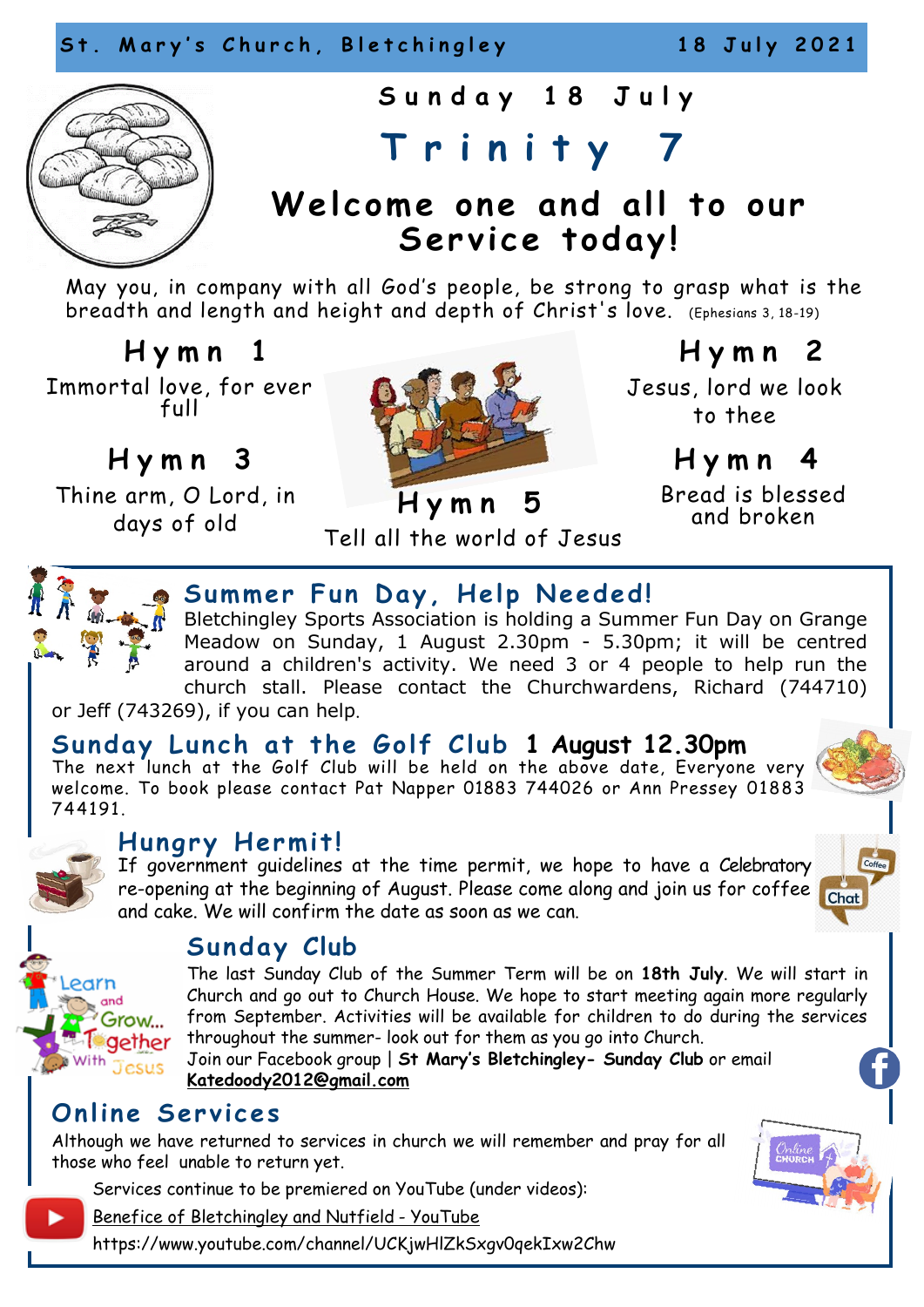# Sunday 18 July

# Trinity 7

## Welcome one and all to our Service today!

May you, in company with all God's people, be strong to grasp what is the breadth and length and height and depth of Christ's love. (Ephesians 3, 18-19)

### Hymn 1

Immortal love, for ever full

### Hymn 2

Jesus, lord we look to thee

### Hymn 3

Thine arm, O Lord, in days of old

### Hymn 4

Bread is blessed and broken

### Hymn 5

Tell all the world of Jesus

## Summer Fun Day, Help Needed!

Bletchingley Sports Association is holding a Summer Fun Day on Grange Meadow on Sunday, 1 August 2.30pm - 5.30pm; it will be centred around a children's activity. We need 3 or 4 people to help run the church stall. Please contact the Churchwardens, Richard (744710) or Jeff (743269), if you can help.

## Sunday Lunch at the Golf Club **1 August 12.30pm**

The next lunch at the Golf Club will be held on the above date, Everyone very welcome. To book please contact Pat Napper 01883 744026 or Ann Pressey 01883 744191.

## Hungry Hermit!

If government guidelines at the time permit, we hope to have a Celebratory re-opening at the beginning of August. Please come along and join us for coffee and cake. We will confirm the date as soon as we can.

## Sunday Club

The last Sunday Club of the Summer Term will be on **18th July**. We will start in Church and go out to Church House. We hope to start meeting again more regularly from September. Activities will be available for children to do during the services throughout the summer- look out for them as you go into Church.

Join our Facebook group | **St Mary's Bletchingley- Sunday Club** or email **Katedoody2012@gmail.com**

## Online Services

Although we have returned to services in church we will remember and pray for all those who feel unable to return yet.

Services continue to be premiered on YouTube (under videos):

Benefice of Bletchingley and Nutfield - YouTube

https://www.youtube.com/channel/UCKjwHlZkSxgv0qekIxw2Chw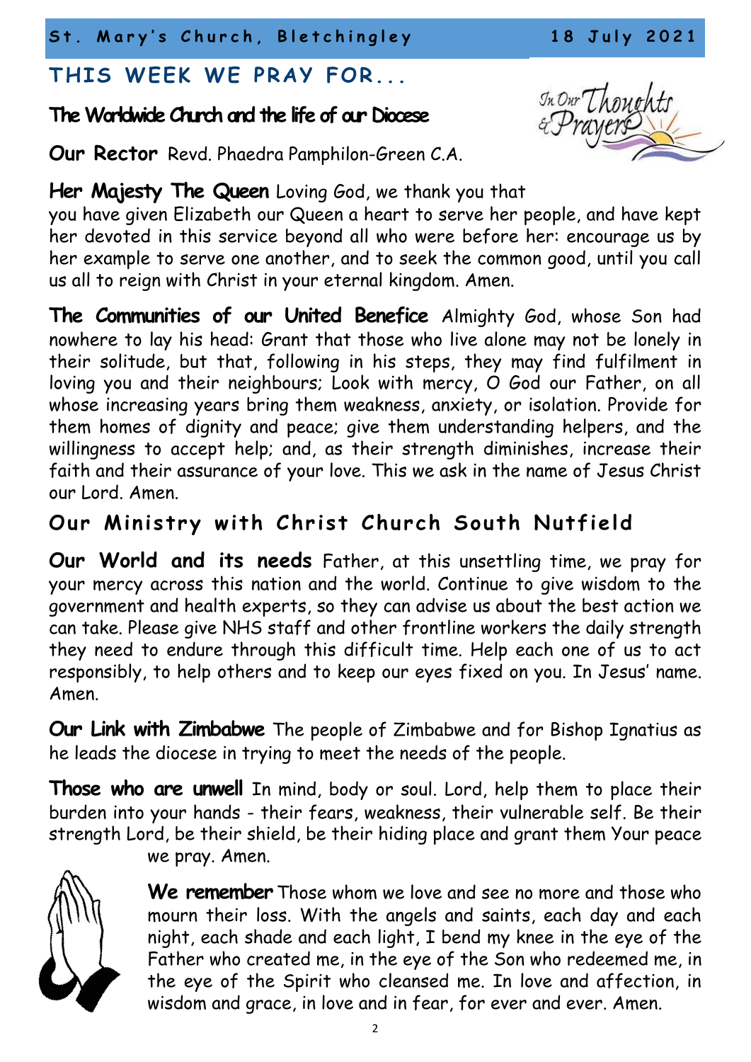## THIS WEEK WE PRAY FOR...

**The Worldwide Church and the life of our Diocese**

**Our Rector** Revd. Phaedra Pamphilon-Green C.A.

**Her Majesty The Queen** Loving God, we thank you that you have given Elizabeth our Queen a heart to serve her people, and have kept her devoted in this service beyond all who were before her: encourage us by her example to serve one another, and to seek the common good, until you call us all to reign with Christ in your eternal kingdom. Amen.

**The Communities of our United Benefice** Almighty God, whose Son had nowhere to lay his head: Grant that those who live alone may not be lonely in their solitude, but that, following in his steps, they may find fulfilment in loving you and their neighbours; Look with mercy, O God our Father, on all whose increasing years bring them weakness, anxiety, or isolation. Provide for them homes of dignity and peace; give them understanding helpers, and the willingness to accept help; and, as their strength diminishes, increase their faith and their assurance of your love. This we ask in the name of Jesus Christ our Lord. Amen.

## Our Ministry with Christ Church South Nutfield

**Our World and its needs** Father, at this unsettling time, we pray for your mercy across this nation and the world. Continue to give wisdom to the government and health experts, so they can advise us about the best action we can take. Please give NHS staff and other frontline workers the daily strength they need to endure through this difficult time. Help each one of us to act responsibly, to help others and to keep our eyes fixed on you. In Jesus' name. Amen.

**Our Link with Zimbabwe** The people of Zimbabwe and for Bishop Ignatius as he leads the diocese in trying to meet the needs of the people.

**Those who are unwell** In mind, body or soul. Lord, help them to place their burden into your hands - their fears, weakness, their vulnerable self. Be their strength Lord, be their shield, be their hiding place and grant them Your peace we pray. Amen.

**We remember** Those whom we love and see no more and those who mourn their loss. With the angels and saints, each day and each night, each shade and each light, I bend my knee in the eye of the Father who created me, in the eye of the Son who redeemed me, in the eye of the Spirit who cleansed me. In love and affection, in wisdom and grace, in love and in fear, for ever and ever. Amen.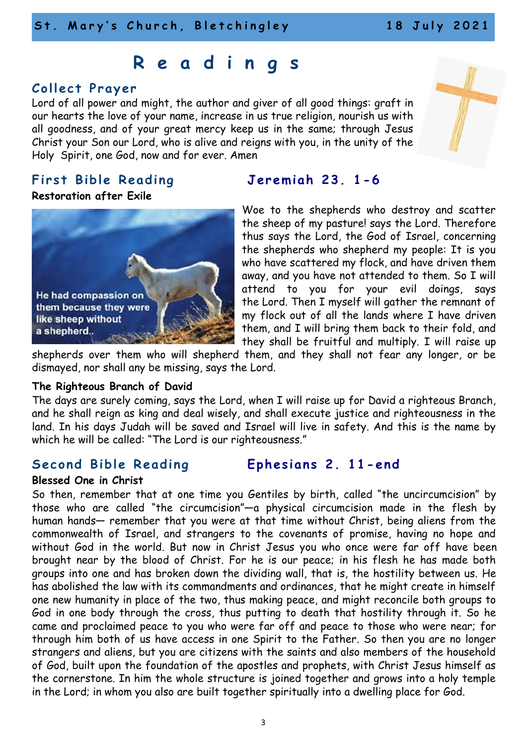# Readings

## Collect Prayer

Lord of all power and might, the author and giver of all good things: graft in our hearts the love of your name, increase in us true religion, nourish us with all goodness, and of your great mercy keep us in the same; through Jesus Christ your Son our Lord, who is alive and reigns with you, in the unity of the Holy Spirit, one God, now and for ever. Amen

## First Bible Reading — Jeremiah 23. 1-6

**Restoration after Exile**

He had compassion on them because they were like sheep without a shepherd..

Woe to the shepherds who destroy and scatter the sheep of my pasture! says the Lord. Therefore thus says the Lord, the God of Israel, concerning the shepherds who shepherd my people: It is you who have scattered my flock, and have driven them away, and you have not attended to them. So I will attend to you for your evil doings, says the Lord. Then I myself will gather the remnant of my flock out of all the lands where I have driven them, and I will bring them back to their fold, and they shall be fruitful and multiply. I will raise up shepherds over them who will shepherd them, and they shall not fear any longer, or be dismayed, nor shall any be missing, says the Lord.

**The Righteous Branch of David**

The days are surely coming, says the Lord, when I will raise up for David a righteous Branch, and he shall reign as king and deal wisely, and shall execute justice and righteousness in the land. In his days Judah will be saved and Israel will live in safety. And this is the name by which he will be called: "The Lord is our righteousness."

## Second Bible Reading — Ephesians 2. 11-end

**Blessed One in Christ**

So then, remember that at one time you Gentiles by birth, called "the uncircumcision" by those who are called "the circumcision"—a physical circumcision made in the flesh by human hands— remember that you were at that time without Christ, being aliens from the commonwealth of Israel, and strangers to the covenants of promise, having no hope and without God in the world. But now in Christ Jesus you who once were far off have been brought near by the blood of Christ. For he is our peace; in his flesh he has made both groups into one and has broken down the dividing wall, that is, the hostility between us. He has abolished the law with its commandments and ordinances, that he might create in himself one new humanity in place of the two, thus making peace, and might reconcile both groups to God in one body through the cross, thus putting to death that hostility through it. So he came and proclaimed peace to you who were far off and peace to those who were near; for through him both of us have access in one Spirit to the Father. So then you are no longer strangers and aliens, but you are citizens with the saints and also members of the household of God, built upon the foundation of the apostles and prophets, with Christ Jesus himself as the cornerstone. In him the whole structure is joined together and grows into a holy temple in the Lord; in whom you also are built together spiritually into a dwelling place for God.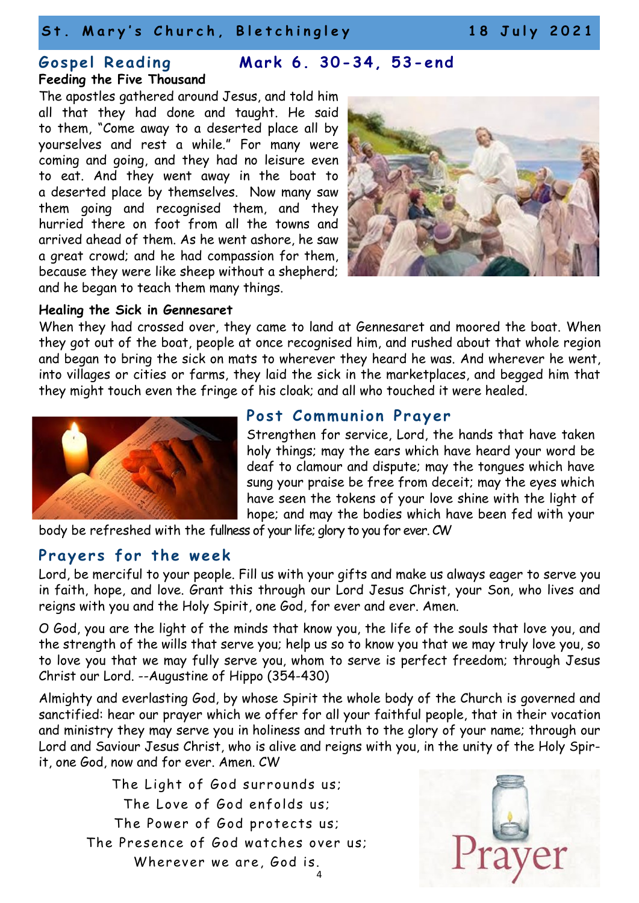## Gospel Reading — Mark 6. 30-34, 53-end

**Feeding the Five Thousand**

The apostles gathered around Jesus, and told him all that they had done and taught. He said to them, "Come away to a deserted place all by yourselves and rest a while." For many were coming and going, and they had no leisure even to eat. And they went away in the boat to a deserted place by themselves. Now many saw them going and recognised them, and they hurried there on foot from all the towns and arrived ahead of them. As he went ashore, he saw a great crowd; and he had compassion for them, because they were like sheep without a shepherd; and he began to teach them many things.

**Healing the Sick in Gennesaret**

When they had crossed over, they came to land at Gennesaret and moored the boat. When they got out of the boat, people at once recognised him, and rushed about that whole region and began to bring the sick on mats to wherever they heard he was. And wherever he went, into villages or cities or farms, they laid the sick in the marketplaces, and begged him that they might touch even the fringe of his cloak; and all who touched it were healed.

## Post Communion Prayer

Strengthen for service, Lord, the hands that have taken holy things; may the ears which have heard your word be deaf to clamour and dispute; may the tongues which have sung your praise be free from deceit; may the eyes which have seen the tokens of your love shine with the light of hope; and may the bodies which have been fed with your body be refreshed with the fullness of your life; glory to you for ever. CW

## Prayers for the week

Lord, be merciful to your people. Fill us with your gifts and make us always eager to serve you in faith, hope, and love. Grant this through our Lord Jesus Christ, your Son, who lives and reigns with you and the Holy Spirit, one God, for ever and ever. Amen.

O God, you are the light of the minds that know you, the life of the souls that love you, and the strength of the wills that serve you; help us so to know you that we may truly love you, so to love you that we may fully serve you, whom to serve is perfect freedom; through Jesus Christ our Lord. --Augustine of Hippo (354-430)

Almighty and everlasting God, by whose Spirit the whole body of the Church is governed and sanctified: hear our prayer which we offer for all your faithful people, that in their vocation and ministry they may serve you in holiness and truth to the glory of your name; through our Lord and Saviour Jesus Christ, who is alive and reigns with you, in the unity of the Holy Spirit, one God, now and for ever. Amen. CW

The Light of God surrounds us;
The Love of God enfolds us;
The Power of God protects us;
The Presence of God watches over us;
Wherever we are, God is.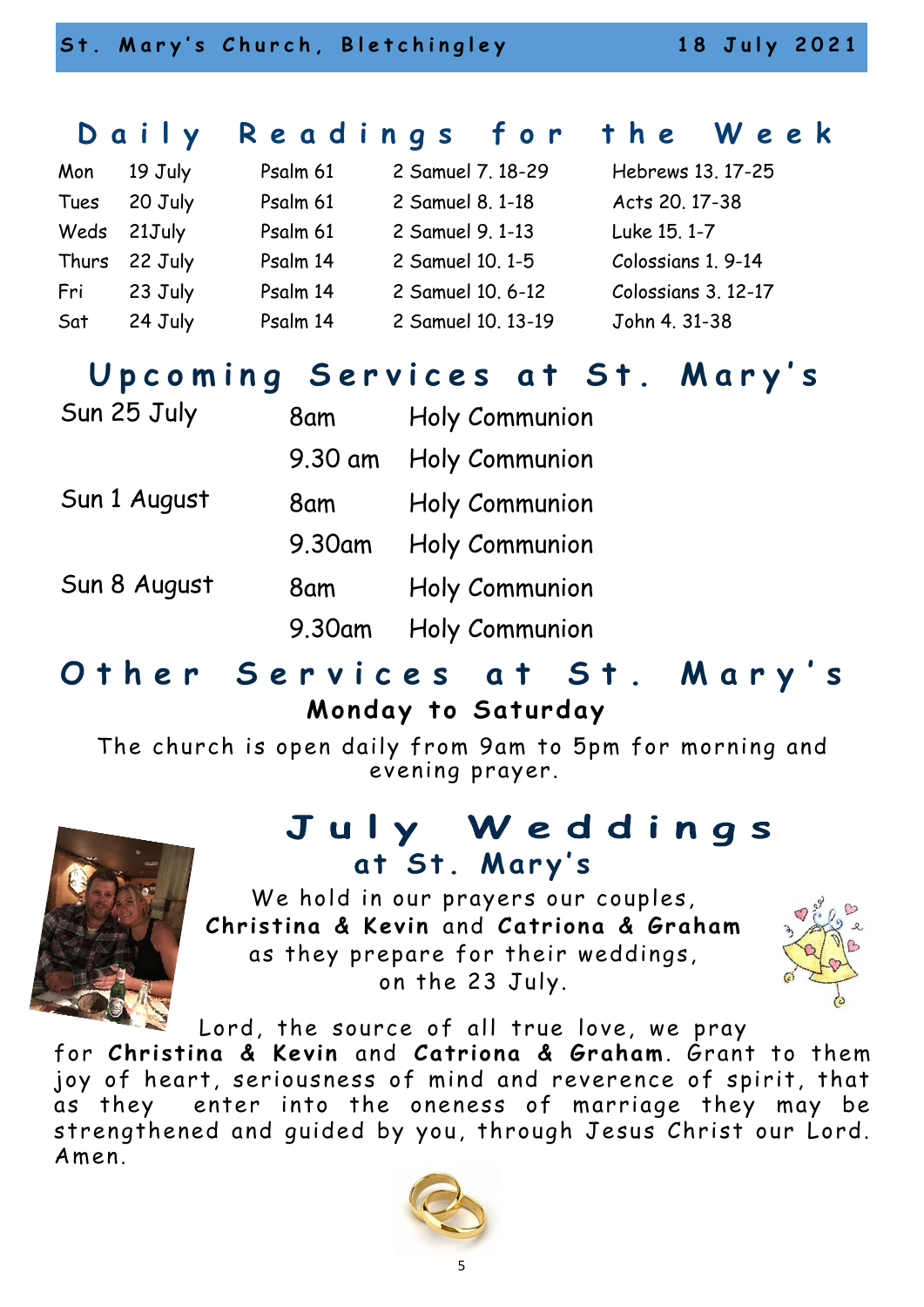## Daily Readings for the Week

| | | | | |
|---|---|---|---|---|
| Mon | 19 July | Psalm 61 | 2 Samuel 7. 18-29 | Hebrews 13. 17-25 |
| Tues | 20 July | Psalm 61 | 2 Samuel 8. 1-18 | Acts 20. 17-38 |
| Weds | 21July | Psalm 61 | 2 Samuel 9. 1-13 | Luke 15. 1-7 |
| Thurs | 22 July | Psalm 14 | 2 Samuel 10. 1-5 | Colossians 1. 9-14 |
| Fri | 23 July | Psalm 14 | 2 Samuel 10. 6-12 | Colossians 3. 12-17 |
| Sat | 24 July | Psalm 14 | 2 Samuel 10. 13-19 | John 4. 31-38 |

## Upcoming Services at St. Mary's

| | | |
|---|---|---|
| Sun 25 July | 8am | Holy Communion |
| | 9.30 am | Holy Communion |
| Sun 1 August | 8am | Holy Communion |
| | 9.30am | Holy Communion |
| Sun 8 August | 8am | Holy Communion |
| | 9.30am | Holy Communion |

## Other Services at St. Mary's

**Monday to Saturday**

The church is open daily from 9am to 5pm for morning and evening prayer.

## July Weddings at St. Mary's

We hold in our prayers our couples, **Christina & Kevin** and **Catriona & Graham** as they prepare for their weddings, on the 23 July.

Lord, the source of all true love, we pray for **Christina & Kevin** and **Catriona & Graham**. Grant to them joy of heart, seriousness of mind and reverence of spirit, that as they enter into the oneness of marriage they may be strengthened and guided by you, through Jesus Christ our Lord. Amen.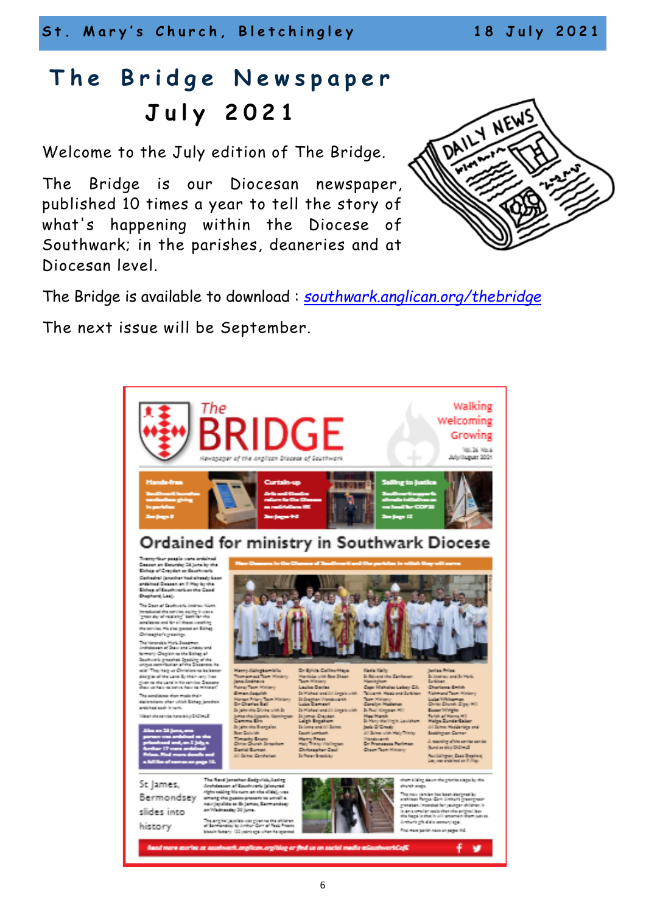# The Bridge Newspaper July 2021

Welcome to the July edition of The Bridge.

The Bridge is our Diocesan newspaper, published 10 times a year to tell the story of what's happening within the Diocese of Southwark; in the parishes, deaneries and at Diocesan level.

The Bridge is available to download : *southwark.anglican.org/thebridge*

The next issue will be September.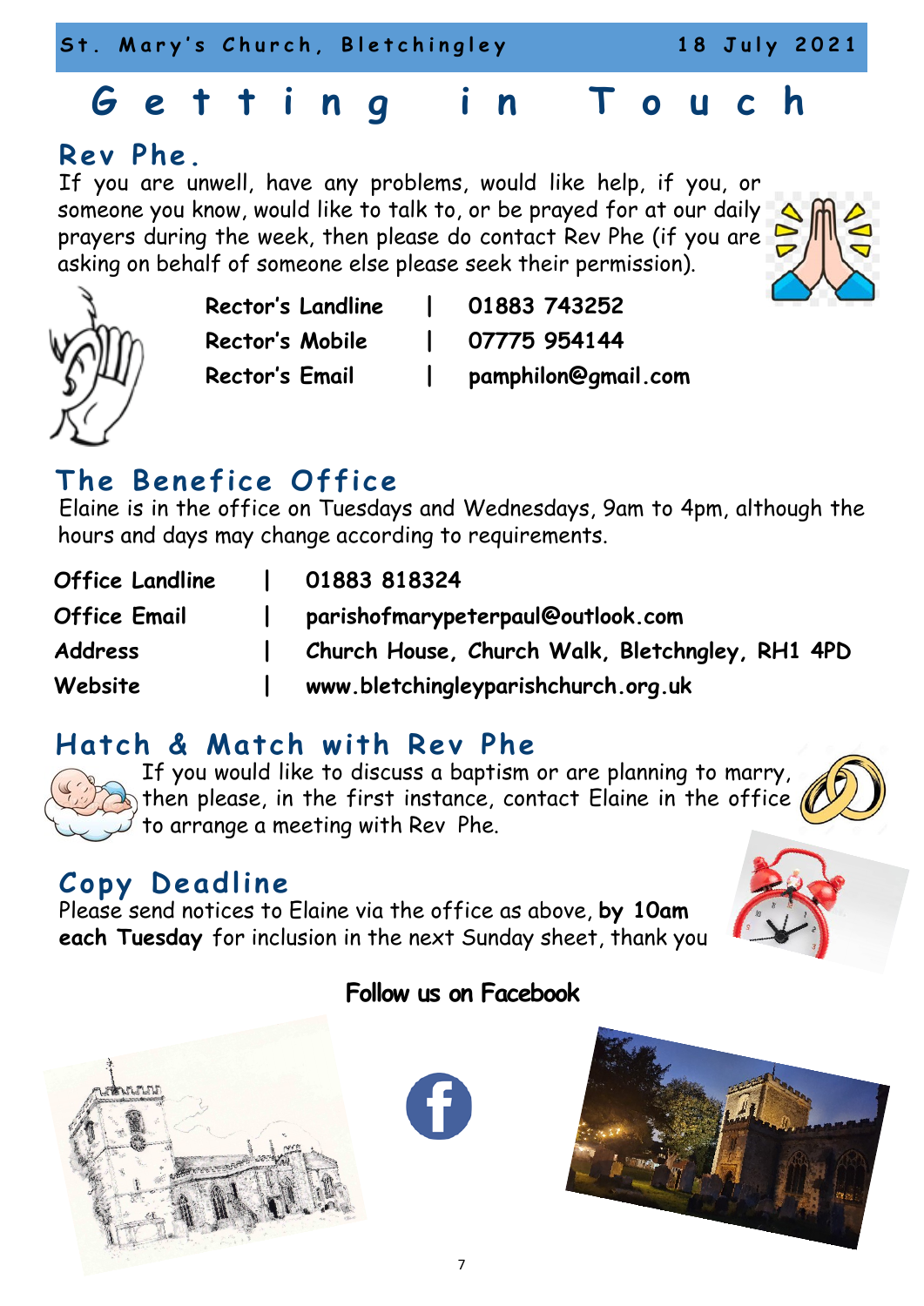# Getting in Touch

## Rev Phe.

If you are unwell, have any problems, would like help, if you, or someone you know, would like to talk to, or be prayed for at our daily prayers during the week, then please do contact Rev Phe (if you are asking on behalf of someone else please seek their permission).

| | | |
|---|---|---|
| **Rector's Landline** | \| | **01883 743252** |
| **Rector's Mobile** | \| | **07775 954144** |
| **Rector's Email** | \| | **pamphilon@gmail.com** |

## The Benefice Office

Elaine is in the office on Tuesdays and Wednesdays, 9am to 4pm, although the hours and days may change according to requirements.

| | | |
|---|---|---|
| **Office Landline** | \| | **01883 818324** |
| **Office Email** | \| | **parishofmarypeterpaul@outlook.com** |
| **Address** | \| | **Church House, Church Walk, Bletchngley, RH1 4PD** |
| **Website** | \| | **www.bletchingleyparishchurch.org.uk** |

## Hatch & Match with Rev Phe

If you would like to discuss a baptism or are planning to marry, then please, in the first instance, contact Elaine in the office to arrange a meeting with Rev Phe.

## Copy Deadline

Please send notices to Elaine via the office as above, **by 10am each Tuesday** for inclusion in the next Sunday sheet, thank you

**Follow us on Facebook**